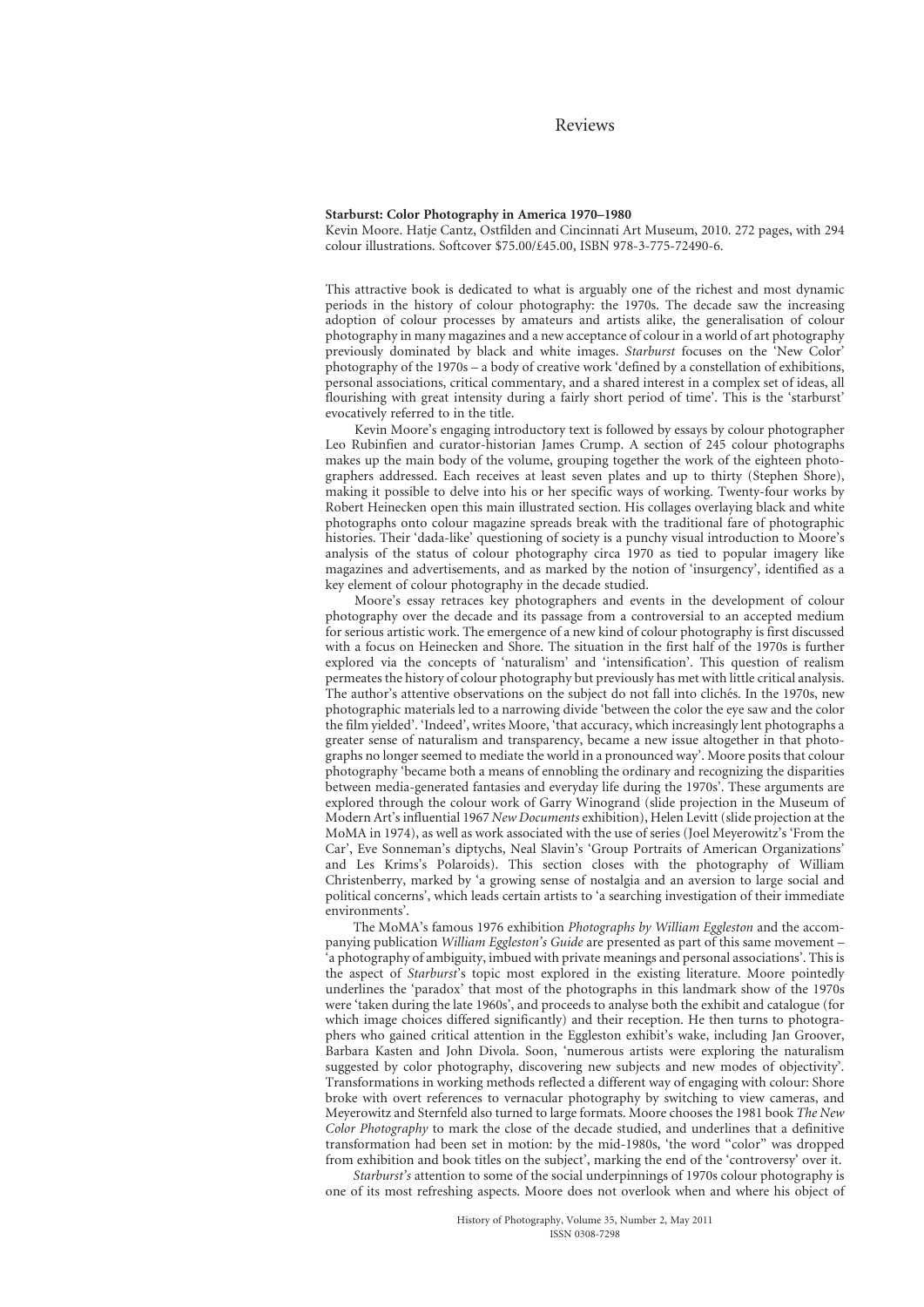# Reviews

**Starburst: Color Photography in America 1970–1980**

Kevin Moore. Hatje Cantz, Ostfilden and Cincinnati Art Museum, 2010. 272 pages, with 294 colour illustrations. Softcover $75.00/£45.00, ISBN 978-3-775-72490-6.

This attractive book is dedicated to what is arguably one of the richest and most dynamic periods in the history of colour photography: the 1970s. The decade saw the increasing adoption of colour processes by amateurs and artists alike, the generalisation of colour photography in many magazines and a new acceptance of colour in a world of art photography previously dominated by black and white images. *Starburst* focuses on the 'New Color' photography of the 1970s – a body of creative work 'defined by a constellation of exhibitions, personal associations, critical commentary, and a shared interest in a complex set of ideas, all flourishing with great intensity during a fairly short period of time'. This is the 'starburst' evocatively referred to in the title.

Kevin Moore's engaging introductory text is followed by essays by colour photographer Leo Rubinfien and curator-historian James Crump. A section of 245 colour photographs makes up the main body of the volume, grouping together the work of the eighteen photographers addressed. Each receives at least seven plates and up to thirty (Stephen Shore), making it possible to delve into his or her specific ways of working. Twenty-four works by Robert Heinecken open this main illustrated section. His collages overlaying black and white photographs onto colour magazine spreads break with the traditional fare of photographic histories. Their 'dada-like' questioning of society is a punchy visual introduction to Moore's analysis of the status of colour photography circa 1970 as tied to popular imagery like magazines and advertisements, and as marked by the notion of 'insurgency', identified as a key element of colour photography in the decade studied.

Moore's essay retraces key photographers and events in the development of colour photography over the decade and its passage from a controversial to an accepted medium for serious artistic work. The emergence of a new kind of colour photography is first discussed with a focus on Heinecken and Shore. The situation in the first half of the 1970s is further explored via the concepts of 'naturalism' and 'intensification'. This question of realism permeates the history of colour photography but previously has met with little critical analysis. The author's attentive observations on the subject do not fall into clichés. In the 1970s, new photographic materials led to a narrowing divide 'between the color the eye saw and the color the film yielded'. 'Indeed', writes Moore, 'that accuracy, which increasingly lent photographs a greater sense of naturalism and transparency, became a new issue altogether in that photographs no longer seemed to mediate the world in a pronounced way'. Moore posits that colour photography 'became both a means of ennobling the ordinary and recognizing the disparities between media-generated fantasies and everyday life during the 1970s'. These arguments are explored through the colour work of Garry Winogrand (slide projection in the Museum of Modern Art's influential 1967 *New Documents* exhibition), Helen Levitt (slide projection at the MoMA in 1974), as well as work associated with the use of series (Joel Meyerowitz's 'From the Car', Eve Sonneman's diptychs, Neal Slavin's 'Group Portraits of American Organizations' and Les Krims's Polaroids). This section closes with the photography of William Christenberry, marked by 'a growing sense of nostalgia and an aversion to large social and political concerns', which leads certain artists to 'a searching investigation of their immediate environments'.

The MoMA's famous 1976 exhibition *Photographs by William Eggleston* and the accompanying publication *William Eggleston's Guide* are presented as part of this same movement – 'a photography of ambiguity, imbued with private meanings and personal associations'. This is the aspect of *Starburst*'s topic most explored in the existing literature. Moore pointedly underlines the 'paradox' that most of the photographs in this landmark show of the 1970s were 'taken during the late 1960s', and proceeds to analyse both the exhibit and catalogue (for which image choices differed significantly) and their reception. He then turns to photographers who gained critical attention in the Eggleston exhibit's wake, including Jan Groover, Barbara Kasten and John Divola. Soon, 'numerous artists were exploring the naturalism suggested by color photography, discovering new subjects and new modes of objectivity'. Transformations in working methods reflected a different way of engaging with colour: Shore broke with overt references to vernacular photography by switching to view cameras, and Meyerowitz and Sternfeld also turned to large formats. Moore chooses the 1981 book *The New Color Photography* to mark the close of the decade studied, and underlines that a definitive transformation had been set in motion: by the mid-1980s, 'the word "color" was dropped from exhibition and book titles on the subject', marking the end of the 'controversy' over it.

*Starburst's* attention to some of the social underpinnings of 1970s colour photography is one of its most refreshing aspects. Moore does not overlook when and where his object of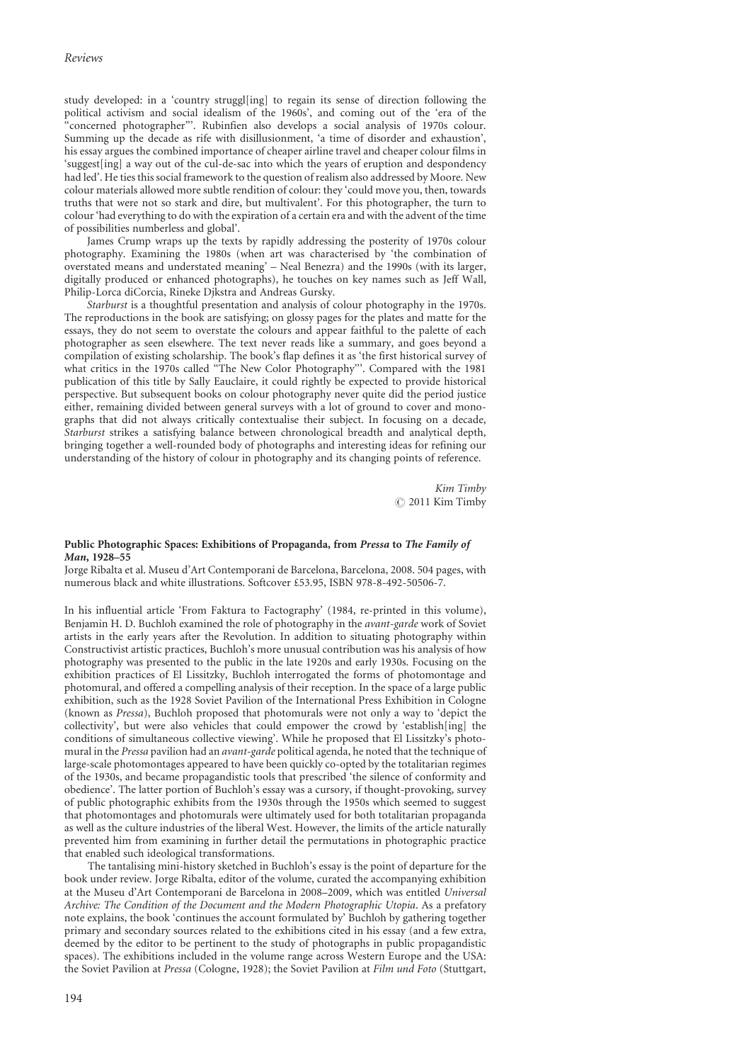study developed: in a 'country struggl[ing] to regain its sense of direction following the political activism and social idealism of the 1960s', and coming out of the 'era of the "concerned photographer"'. Rubinfien also develops a social analysis of 1970s colour. Summing up the decade as rife with disillusionment, 'a time of disorder and exhaustion', his essay argues the combined importance of cheaper airline travel and cheaper colour films in 'suggest[ing] a way out of the cul-de-sac into which the years of eruption and despondency had led'. He ties this social framework to the question of realism also addressed by Moore. New colour materials allowed more subtle rendition of colour: they 'could move you, then, towards truths that were not so stark and dire, but multivalent'. For this photographer, the turn to colour 'had everything to do with the expiration of a certain era and with the advent of the time of possibilities numberless and global'.

James Crump wraps up the texts by rapidly addressing the posterity of 1970s colour photography. Examining the 1980s (when art was characterised by 'the combination of overstated means and understated meaning' – Neal Benezra) and the 1990s (with its larger, digitally produced or enhanced photographs), he touches on key names such as Jeff Wall, Philip-Lorca diCorcia, Rineke Djkstra and Andreas Gursky.

*Starburst* is a thoughtful presentation and analysis of colour photography in the 1970s. The reproductions in the book are satisfying; on glossy pages for the plates and matte for the essays, they do not seem to overstate the colours and appear faithful to the palette of each photographer as seen elsewhere. The text never reads like a summary, and goes beyond a compilation of existing scholarship. The book's flap defines it as 'the first historical survey of what critics in the 1970s called "The New Color Photography"'. Compared with the 1981 publication of this title by Sally Eauclaire, it could rightly be expected to provide historical perspective. But subsequent books on colour photography never quite did the period justice either, remaining divided between general surveys with a lot of ground to cover and monographs that did not always critically contextualise their subject. In focusing on a decade, *Starburst* strikes a satisfying balance between chronological breadth and analytical depth, bringing together a well-rounded body of photographs and interesting ideas for refining our understanding of the history of colour in photography and its changing points of reference.

*Kim Timby*
© 2011 Kim Timby

**Public Photographic Spaces: Exhibitions of Propaganda, from *Pressa* to *The Family of Man*, 1928–55**
Jorge Ribalta et al. Museu d'Art Contemporani de Barcelona, Barcelona, 2008. 504 pages, with numerous black and white illustrations. Softcover £53.95, ISBN 978-8-492-50506-7.

In his influential article 'From Faktura to Factography' (1984, re-printed in this volume), Benjamin H. D. Buchloh examined the role of photography in the *avant-garde* work of Soviet artists in the early years after the Revolution. In addition to situating photography within Constructivist artistic practices, Buchloh's more unusual contribution was his analysis of how photography was presented to the public in the late 1920s and early 1930s. Focusing on the exhibition practices of El Lissitzky, Buchloh interrogated the forms of photomontage and photomural, and offered a compelling analysis of their reception. In the space of a large public exhibition, such as the 1928 Soviet Pavilion of the International Press Exhibition in Cologne (known as *Pressa*), Buchloh proposed that photomurals were not only a way to 'depict the collectivity', but were also vehicles that could empower the crowd by 'establish[ing] the conditions of simultaneous collective viewing'. While he proposed that El Lissitzky's photomural in the *Pressa* pavilion had an *avant-garde* political agenda, he noted that the technique of large-scale photomontages appeared to have been quickly co-opted by the totalitarian regimes of the 1930s, and became propagandistic tools that prescribed 'the silence of conformity and obedience'. The latter portion of Buchloh's essay was a cursory, if thought-provoking, survey of public photographic exhibits from the 1930s through the 1950s which seemed to suggest that photomontages and photomurals were ultimately used for both totalitarian propaganda as well as the culture industries of the liberal West. However, the limits of the article naturally prevented him from examining in further detail the permutations in photographic practice that enabled such ideological transformations.

The tantalising mini-history sketched in Buchloh's essay is the point of departure for the book under review. Jorge Ribalta, editor of the volume, curated the accompanying exhibition at the Museu d'Art Contemporani de Barcelona in 2008–2009, which was entitled *Universal Archive: The Condition of the Document and the Modern Photographic Utopia*. As a prefatory note explains, the book 'continues the account formulated by' Buchloh by gathering together primary and secondary sources related to the exhibitions cited in his essay (and a few extra, deemed by the editor to be pertinent to the study of photographs in public propagandistic spaces). The exhibitions included in the volume range across Western Europe and the USA: the Soviet Pavilion at *Pressa* (Cologne, 1928); the Soviet Pavilion at *Film und Foto* (Stuttgart,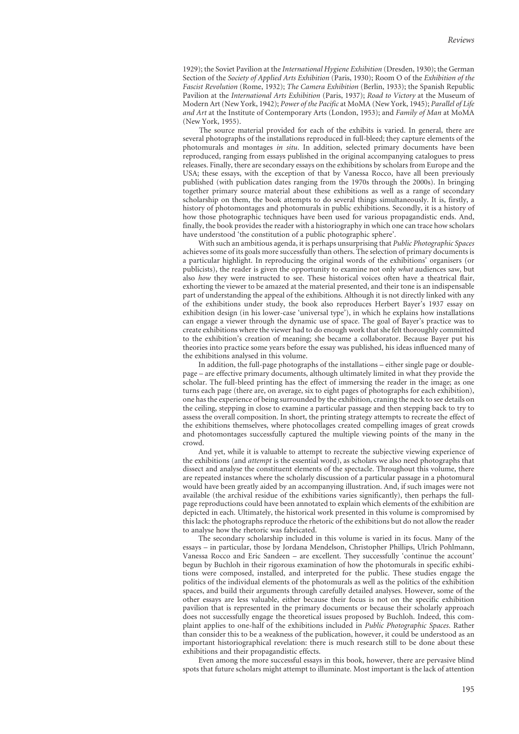1929); the Soviet Pavilion at the *International Hygiene Exhibition* (Dresden, 1930); the German Section of the *Society of Applied Arts Exhibition* (Paris, 1930); Room O of the *Exhibition of the Fascist Revolution* (Rome, 1932); *The Camera Exhibition* (Berlin, 1933); the Spanish Republic Pavilion at the *International Arts Exhibition* (Paris, 1937); *Road to Victory* at the Museum of Modern Art (New York, 1942); *Power of the Pacific* at MoMA (New York, 1945); *Parallel of Life and Art* at the Institute of Contemporary Arts (London, 1953); and *Family of Man* at MoMA (New York, 1955).

The source material provided for each of the exhibits is varied. In general, there are several photographs of the installations reproduced in full-bleed; they capture elements of the photomurals and montages *in situ*. In addition, selected primary documents have been reproduced, ranging from essays published in the original accompanying catalogues to press releases. Finally, there are secondary essays on the exhibitions by scholars from Europe and the USA; these essays, with the exception of that by Vanessa Rocco, have all been previously published (with publication dates ranging from the 1970s through the 2000s). In bringing together primary source material about these exhibitions as well as a range of secondary scholarship on them, the book attempts to do several things simultaneously. It is, firstly, a history of photomontages and photomurals in public exhibitions. Secondly, it is a history of how those photographic techniques have been used for various propagandistic ends. And, finally, the book provides the reader with a historiography in which one can trace how scholars have understood 'the constitution of a public photographic sphere'.

With such an ambitious agenda, it is perhaps unsurprising that *Public Photographic Spaces* achieves some of its goals more successfully than others. The selection of primary documents is a particular highlight. In reproducing the original words of the exhibitions' organisers (or publicists), the reader is given the opportunity to examine not only *what* audiences saw, but also *how* they were instructed to see. These historical voices often have a theatrical flair, exhorting the viewer to be amazed at the material presented, and their tone is an indispensable part of understanding the appeal of the exhibitions. Although it is not directly linked with any of the exhibitions under study, the book also reproduces Herbert Bayer's 1937 essay on exhibition design (in his lower-case 'universal type'), in which he explains how installations can engage a viewer through the dynamic use of space. The goal of Bayer's practice was to create exhibitions where the viewer had to do enough work that she felt thoroughly committed to the exhibition's creation of meaning; she became a collaborator. Because Bayer put his theories into practice some years before the essay was published, his ideas influenced many of the exhibitions analysed in this volume.

In addition, the full-page photographs of the installations – either single page or double-page – are effective primary documents, although ultimately limited in what they provide the scholar. The full-bleed printing has the effect of immersing the reader in the image; as one turns each page (there are, on average, six to eight pages of photographs for each exhibition), one has the experience of being surrounded by the exhibition, craning the neck to see details on the ceiling, stepping in close to examine a particular passage and then stepping back to try to assess the overall composition. In short, the printing strategy attempts to recreate the effect of the exhibitions themselves, where photocollages created compelling images of great crowds and photomontages successfully captured the multiple viewing points of the many in the crowd.

And yet, while it is valuable to attempt to recreate the subjective viewing experience of the exhibitions (and *attempt* is the essential word), as scholars we also need photographs that dissect and analyse the constituent elements of the spectacle. Throughout this volume, there are repeated instances where the scholarly discussion of a particular passage in a photomural would have been greatly aided by an accompanying illustration. And, if such images were not available (the archival residue of the exhibitions varies significantly), then perhaps the full-page reproductions could have been annotated to explain which elements of the exhibition are depicted in each. Ultimately, the historical work presented in this volume is compromised by this lack: the photographs reproduce the rhetoric of the exhibitions but do not allow the reader to analyse how the rhetoric was fabricated.

The secondary scholarship included in this volume is varied in its focus. Many of the essays – in particular, those by Jordana Mendelson, Christopher Phillips, Ulrich Pohlmann, Vanessa Rocco and Eric Sandeen – are excellent. They successfully 'continue the account' begun by Buchloh in their rigorous examination of how the photomurals in specific exhibitions were composed, installed, and interpreted for the public. These studies engage the politics of the individual elements of the photomurals as well as the politics of the exhibition spaces, and build their arguments through carefully detailed analyses. However, some of the other essays are less valuable, either because their focus is not on the specific exhibition pavilion that is represented in the primary documents or because their scholarly approach does not successfully engage the theoretical issues proposed by Buchloh. Indeed, this complaint applies to one-half of the exhibitions included in *Public Photographic Spaces*. Rather than consider this to be a weakness of the publication, however, it could be understood as an important historiographical revelation: there is much research still to be done about these exhibitions and their propagandistic effects.

Even among the more successful essays in this book, however, there are pervasive blind spots that future scholars might attempt to illuminate. Most important is the lack of attention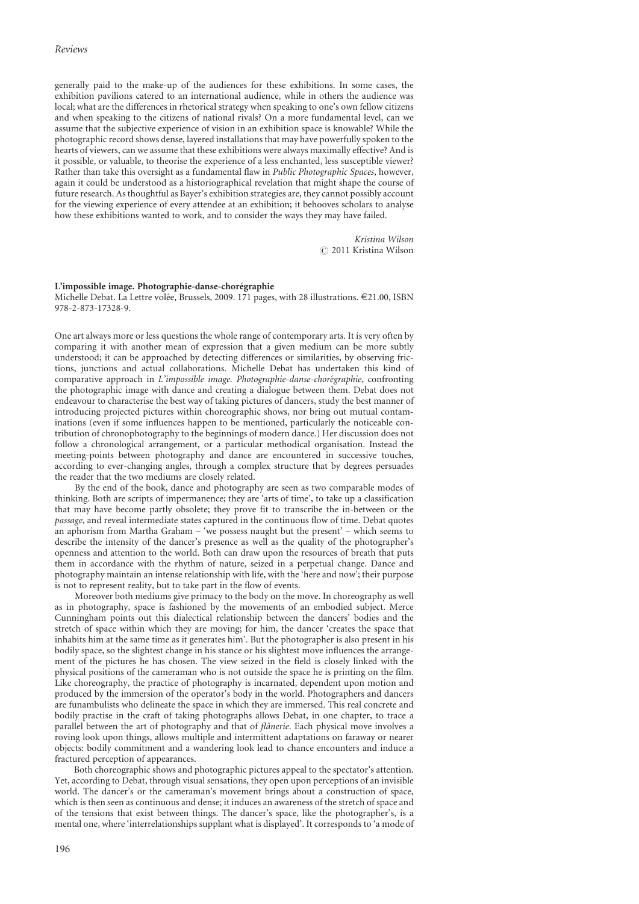generally paid to the make-up of the audiences for these exhibitions. In some cases, the exhibition pavilions catered to an international audience, while in others the audience was local; what are the differences in rhetorical strategy when speaking to one's own fellow citizens and when speaking to the citizens of national rivals? On a more fundamental level, can we assume that the subjective experience of vision in an exhibition space is knowable? While the photographic record shows dense, layered installations that may have powerfully spoken to the hearts of viewers, can we assume that these exhibitions were always maximally effective? And is it possible, or valuable, to theorise the experience of a less enchanted, less susceptible viewer? Rather than take this oversight as a fundamental flaw in *Public Photographic Spaces*, however, again it could be understood as a historiographical revelation that might shape the course of future research. As thoughtful as Bayer's exhibition strategies are, they cannot possibly account for the viewing experience of every attendee at an exhibition; it behooves scholars to analyse how these exhibitions wanted to work, and to consider the ways they may have failed.

*Kristina Wilson*
© 2011 Kristina Wilson

**L'impossible image. Photographie-danse-chorégraphie**
Michelle Debat. La Lettre volée, Brussels, 2009. 171 pages, with 28 illustrations. €21.00, ISBN 978-2-873-17328-9.

One art always more or less questions the whole range of contemporary arts. It is very often by comparing it with another mean of expression that a given medium can be more subtly understood; it can be approached by detecting differences or similarities, by observing frictions, junctions and actual collaborations. Michelle Debat has undertaken this kind of comparative approach in *L'impossible image. Photographie-danse-chorégraphie*, confronting the photographic image with dance and creating a dialogue between them. Debat does not endeavour to characterise the best way of taking pictures of dancers, study the best manner of introducing projected pictures within choreographic shows, nor bring out mutual contaminations (even if some influences happen to be mentioned, particularly the noticeable contribution of chronophotography to the beginnings of modern dance.) Her discussion does not follow a chronological arrangement, or a particular methodical organisation. Instead the meeting-points between photography and dance are encountered in successive touches, according to ever-changing angles, through a complex structure that by degrees persuades the reader that the two mediums are closely related.

By the end of the book, dance and photography are seen as two comparable modes of thinking. Both are scripts of impermanence; they are 'arts of time', to take up a classification that may have become partly obsolete; they prove fit to transcribe the in-between or the *passage*, and reveal intermediate states captured in the continuous flow of time. Debat quotes an aphorism from Martha Graham – 'we possess naught but the present' – which seems to describe the intensity of the dancer's presence as well as the quality of the photographer's openness and attention to the world. Both can draw upon the resources of breath that puts them in accordance with the rhythm of nature, seized in a perpetual change. Dance and photography maintain an intense relationship with life, with the 'here and now'; their purpose is not to represent reality, but to take part in the flow of events.

Moreover both mediums give primacy to the body on the move. In choreography as well as in photography, space is fashioned by the movements of an embodied subject. Merce Cunningham points out this dialectical relationship between the dancers' bodies and the stretch of space within which they are moving; for him, the dancer 'creates the space that inhabits him at the same time as it generates him'. But the photographer is also present in his bodily space, so the slightest change in his stance or his slightest move influences the arrangement of the pictures he has chosen. The view seized in the field is closely linked with the physical positions of the cameraman who is not outside the space he is printing on the film. Like choreography, the practice of photography is incarnated, dependent upon motion and produced by the immersion of the operator's body in the world. Photographers and dancers are funambulists who delineate the space in which they are immersed. This real concrete and bodily practise in the craft of taking photographs allows Debat, in one chapter, to trace a parallel between the art of photography and that of *flânerie*. Each physical move involves a roving look upon things, allows multiple and intermittent adaptations on faraway or nearer objects: bodily commitment and a wandering look lead to chance encounters and induce a fractured perception of appearances.

Both choreographic shows and photographic pictures appeal to the spectator's attention. Yet, according to Debat, through visual sensations, they open upon perceptions of an invisible world. The dancer's or the cameraman's movement brings about a construction of space, which is then seen as continuous and dense; it induces an awareness of the stretch of space and of the tensions that exist between things. The dancer's space, like the photographer's, is a mental one, where 'interrelationships supplant what is displayed'. It corresponds to 'a mode of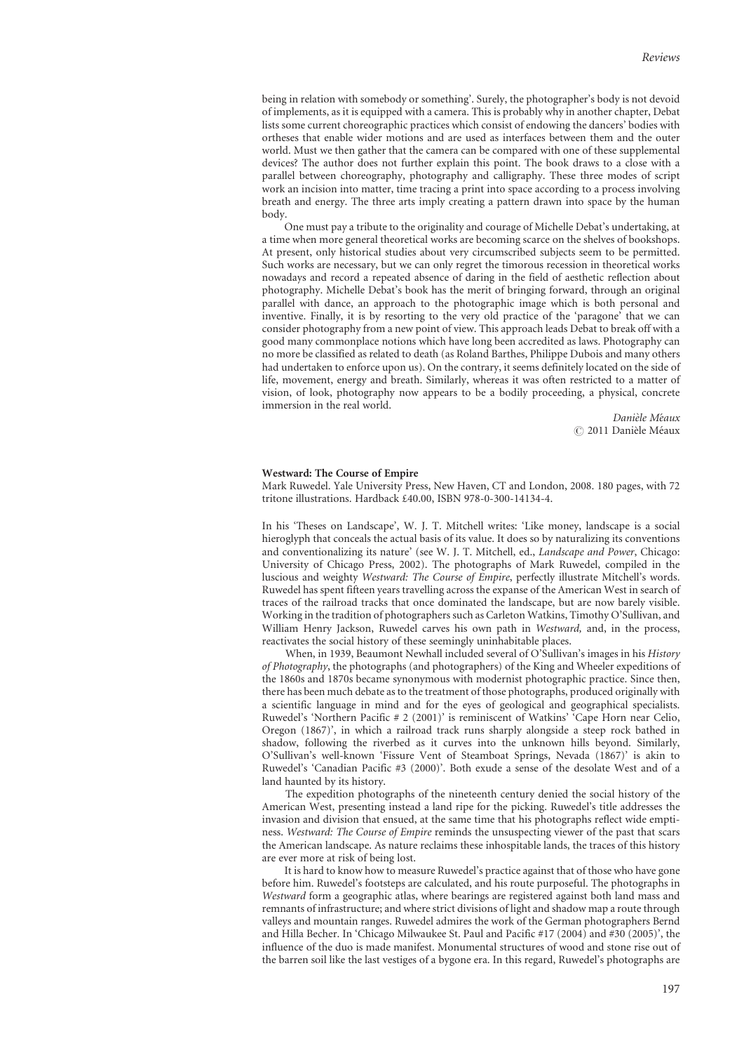being in relation with somebody or something'. Surely, the photographer's body is not devoid of implements, as it is equipped with a camera. This is probably why in another chapter, Debat lists some current choreographic practices which consist of endowing the dancers' bodies with ortheses that enable wider motions and are used as interfaces between them and the outer world. Must we then gather that the camera can be compared with one of these supplemental devices? The author does not further explain this point. The book draws to a close with a parallel between choreography, photography and calligraphy. These three modes of script work an incision into matter, time tracing a print into space according to a process involving breath and energy. The three arts imply creating a pattern drawn into space by the human body.

One must pay a tribute to the originality and courage of Michelle Debat's undertaking, at a time when more general theoretical works are becoming scarce on the shelves of bookshops. At present, only historical studies about very circumscribed subjects seem to be permitted. Such works are necessary, but we can only regret the timorous recession in theoretical works nowadays and record a repeated absence of daring in the field of aesthetic reflection about photography. Michelle Debat's book has the merit of bringing forward, through an original parallel with dance, an approach to the photographic image which is both personal and inventive. Finally, it is by resorting to the very old practice of the 'paragone' that we can consider photography from a new point of view. This approach leads Debat to break off with a good many commonplace notions which have long been accredited as laws. Photography can no more be classified as related to death (as Roland Barthes, Philippe Dubois and many others had undertaken to enforce upon us). On the contrary, it seems definitely located on the side of life, movement, energy and breath. Similarly, whereas it was often restricted to a matter of vision, of look, photography now appears to be a bodily proceeding, a physical, concrete immersion in the real world.

*Danièle Méaux*
© 2011 Danièle Méaux

**Westward: The Course of Empire**

Mark Ruwedel. Yale University Press, New Haven, CT and London, 2008. 180 pages, with 72 tritone illustrations. Hardback £40.00, ISBN 978-0-300-14134-4.

In his 'Theses on Landscape', W. J. T. Mitchell writes: 'Like money, landscape is a social hieroglyph that conceals the actual basis of its value. It does so by naturalizing its conventions and conventionalizing its nature' (see W. J. T. Mitchell, ed., *Landscape and Power*, Chicago: University of Chicago Press, 2002). The photographs of Mark Ruwedel, compiled in the luscious and weighty *Westward: The Course of Empire*, perfectly illustrate Mitchell's words. Ruwedel has spent fifteen years travelling across the expanse of the American West in search of traces of the railroad tracks that once dominated the landscape, but are now barely visible. Working in the tradition of photographers such as Carleton Watkins, Timothy O'Sullivan, and William Henry Jackson, Ruwedel carves his own path in *Westward,* and, in the process, reactivates the social history of these seemingly uninhabitable places.

When, in 1939, Beaumont Newhall included several of O'Sullivan's images in his *History of Photography*, the photographs (and photographers) of the King and Wheeler expeditions of the 1860s and 1870s became synonymous with modernist photographic practice. Since then, there has been much debate as to the treatment of those photographs, produced originally with a scientific language in mind and for the eyes of geological and geographical specialists. Ruwedel's 'Northern Pacific # 2 (2001)' is reminiscent of Watkins' 'Cape Horn near Celio, Oregon (1867)', in which a railroad track runs sharply alongside a steep rock bathed in shadow, following the riverbed as it curves into the unknown hills beyond. Similarly, O'Sullivan's well-known 'Fissure Vent of Steamboat Springs, Nevada (1867)' is akin to Ruwedel's 'Canadian Pacific #3 (2000)'. Both exude a sense of the desolate West and of a land haunted by its history.

The expedition photographs of the nineteenth century denied the social history of the American West, presenting instead a land ripe for the picking. Ruwedel's title addresses the invasion and division that ensued, at the same time that his photographs reflect wide emptiness. *Westward: The Course of Empire* reminds the unsuspecting viewer of the past that scars the American landscape. As nature reclaims these inhospitable lands, the traces of this history are ever more at risk of being lost.

It is hard to know how to measure Ruwedel's practice against that of those who have gone before him. Ruwedel's footsteps are calculated, and his route purposeful. The photographs in *Westward* form a geographic atlas, where bearings are registered against both land mass and remnants of infrastructure; and where strict divisions of light and shadow map a route through valleys and mountain ranges. Ruwedel admires the work of the German photographers Bernd and Hilla Becher. In 'Chicago Milwaukee St. Paul and Pacific #17 (2004) and #30 (2005)', the influence of the duo is made manifest. Monumental structures of wood and stone rise out of the barren soil like the last vestiges of a bygone era. In this regard, Ruwedel's photographs are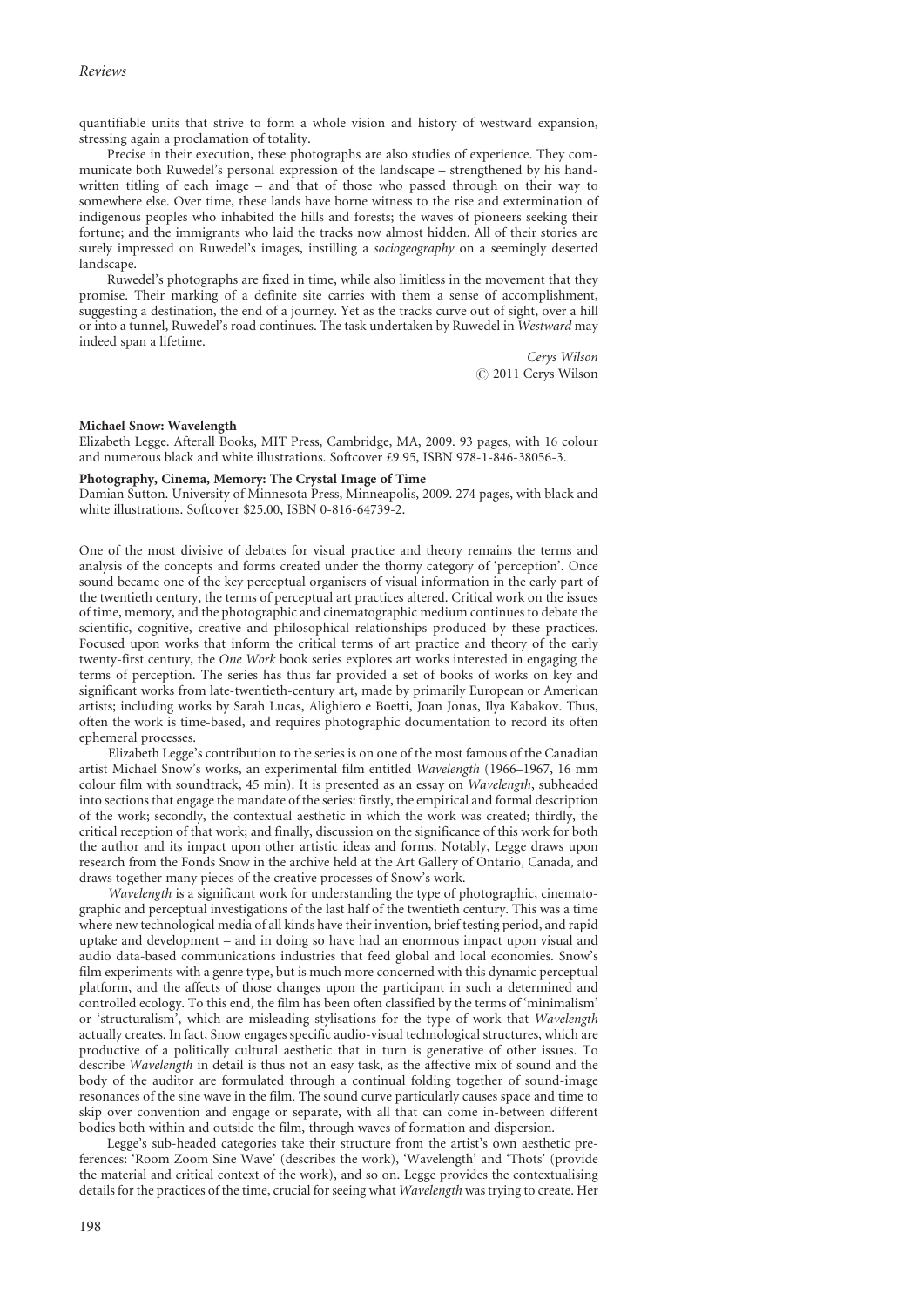quantifiable units that strive to form a whole vision and history of westward expansion, stressing again a proclamation of totality.

Precise in their execution, these photographs are also studies of experience. They communicate both Ruwedel's personal expression of the landscape – strengthened by his handwritten titling of each image – and that of those who passed through on their way to somewhere else. Over time, these lands have borne witness to the rise and extermination of indigenous peoples who inhabited the hills and forests; the waves of pioneers seeking their fortune; and the immigrants who laid the tracks now almost hidden. All of their stories are surely impressed on Ruwedel's images, instilling a *sociogeography* on a seemingly deserted landscape.

Ruwedel's photographs are fixed in time, while also limitless in the movement that they promise. Their marking of a definite site carries with them a sense of accomplishment, suggesting a destination, the end of a journey. Yet as the tracks curve out of sight, over a hill or into a tunnel, Ruwedel's road continues. The task undertaken by Ruwedel in *Westward* may indeed span a lifetime.

*Cerys Wilson*
© 2011 Cerys Wilson

**Michael Snow: Wavelength**
Elizabeth Legge. Afterall Books, MIT Press, Cambridge, MA, 2009. 93 pages, with 16 colour and numerous black and white illustrations. Softcover £9.95, ISBN 978-1-846-38056-3.

**Photography, Cinema, Memory: The Crystal Image of Time**
Damian Sutton. University of Minnesota Press, Minneapolis, 2009. 274 pages, with black and white illustrations. Softcover $25.00, ISBN 0-816-64739-2.

One of the most divisive of debates for visual practice and theory remains the terms and analysis of the concepts and forms created under the thorny category of 'perception'. Once sound became one of the key perceptual organisers of visual information in the early part of the twentieth century, the terms of perceptual art practices altered. Critical work on the issues of time, memory, and the photographic and cinematographic medium continues to debate the scientific, cognitive, creative and philosophical relationships produced by these practices. Focused upon works that inform the critical terms of art practice and theory of the early twenty-first century, the *One Work* book series explores art works interested in engaging the terms of perception. The series has thus far provided a set of books of works on key and significant works from late-twentieth-century art, made by primarily European or American artists; including works by Sarah Lucas, Alighiero e Boetti, Joan Jonas, Ilya Kabakov. Thus, often the work is time-based, and requires photographic documentation to record its often ephemeral processes.

Elizabeth Legge's contribution to the series is on one of the most famous of the Canadian artist Michael Snow's works, an experimental film entitled *Wavelength* (1966–1967, 16 mm colour film with soundtrack, 45 min). It is presented as an essay on *Wavelength*, subheaded into sections that engage the mandate of the series: firstly, the empirical and formal description of the work; secondly, the contextual aesthetic in which the work was created; thirdly, the critical reception of that work; and finally, discussion on the significance of this work for both the author and its impact upon other artistic ideas and forms. Notably, Legge draws upon research from the Fonds Snow in the archive held at the Art Gallery of Ontario, Canada, and draws together many pieces of the creative processes of Snow's work.

*Wavelength* is a significant work for understanding the type of photographic, cinematographic and perceptual investigations of the last half of the twentieth century. This was a time where new technological media of all kinds have their invention, brief testing period, and rapid uptake and development – and in doing so have had an enormous impact upon visual and audio data-based communications industries that feed global and local economies. Snow's film experiments with a genre type, but is much more concerned with this dynamic perceptual platform, and the affects of those changes upon the participant in such a determined and controlled ecology. To this end, the film has been often classified by the terms of 'minimalism' or 'structuralism', which are misleading stylisations for the type of work that *Wavelength* actually creates. In fact, Snow engages specific audio-visual technological structures, which are productive of a politically cultural aesthetic that in turn is generative of other issues. To describe *Wavelength* in detail is thus not an easy task, as the affective mix of sound and the body of the auditor are formulated through a continual folding together of sound-image resonances of the sine wave in the film. The sound curve particularly causes space and time to skip over convention and engage or separate, with all that can come in-between different bodies both within and outside the film, through waves of formation and dispersion.

Legge's sub-headed categories take their structure from the artist's own aesthetic preferences: 'Room Zoom Sine Wave' (describes the work), 'Wavelength' and 'Thots' (provide the material and critical context of the work), and so on. Legge provides the contextualising details for the practices of the time, crucial for seeing what *Wavelength* was trying to create. Her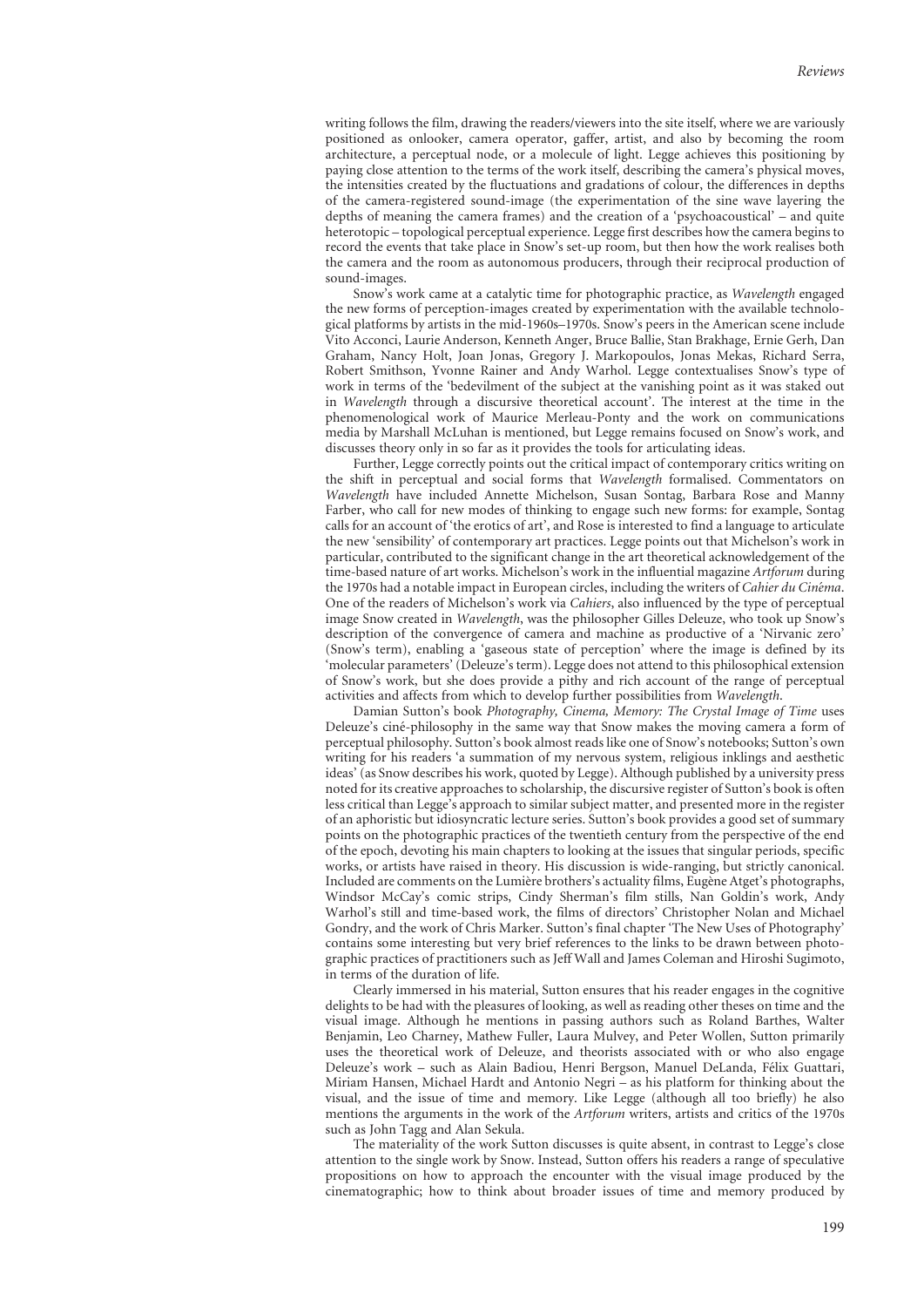writing follows the film, drawing the readers/viewers into the site itself, where we are variously positioned as onlooker, camera operator, gaffer, artist, and also by becoming the room architecture, a perceptual node, or a molecule of light. Legge achieves this positioning by paying close attention to the terms of the work itself, describing the camera's physical moves, the intensities created by the fluctuations and gradations of colour, the differences in depths of the camera-registered sound-image (the experimentation of the sine wave layering the depths of meaning the camera frames) and the creation of a 'psychoacoustical' – and quite heterotopic – topological perceptual experience. Legge first describes how the camera begins to record the events that take place in Snow's set-up room, but then how the work realises both the camera and the room as autonomous producers, through their reciprocal production of sound-images.

Snow's work came at a catalytic time for photographic practice, as *Wavelength* engaged the new forms of perception-images created by experimentation with the available technological platforms by artists in the mid-1960s–1970s. Snow's peers in the American scene include Vito Acconci, Laurie Anderson, Kenneth Anger, Bruce Ballie, Stan Brakhage, Ernie Gerh, Dan Graham, Nancy Holt, Joan Jonas, Gregory J. Markopoulos, Jonas Mekas, Richard Serra, Robert Smithson, Yvonne Rainer and Andy Warhol. Legge contextualises Snow's type of work in terms of the 'bedevilment of the subject at the vanishing point as it was staked out in *Wavelength* through a discursive theoretical account'. The interest at the time in the phenomenological work of Maurice Merleau-Ponty and the work on communications media by Marshall McLuhan is mentioned, but Legge remains focused on Snow's work, and discusses theory only in so far as it provides the tools for articulating ideas.

Further, Legge correctly points out the critical impact of contemporary critics writing on the shift in perceptual and social forms that *Wavelength* formalised. Commentators on *Wavelength* have included Annette Michelson, Susan Sontag, Barbara Rose and Manny Farber, who call for new modes of thinking to engage such new forms: for example, Sontag calls for an account of 'the erotics of art', and Rose is interested to find a language to articulate the new 'sensibility' of contemporary art practices. Legge points out that Michelson's work in particular, contributed to the significant change in the art theoretical acknowledgement of the time-based nature of art works. Michelson's work in the influential magazine *Artforum* during the 1970s had a notable impact in European circles, including the writers of *Cahier du Cinéma*. One of the readers of Michelson's work via *Cahiers*, also influenced by the type of perceptual image Snow created in *Wavelength*, was the philosopher Gilles Deleuze, who took up Snow's description of the convergence of camera and machine as productive of a 'Nirvanic zero' (Snow's term), enabling a 'gaseous state of perception' where the image is defined by its 'molecular parameters' (Deleuze's term). Legge does not attend to this philosophical extension of Snow's work, but she does provide a pithy and rich account of the range of perceptual activities and affects from which to develop further possibilities from *Wavelength*.

Damian Sutton's book *Photography, Cinema, Memory: The Crystal Image of Time* uses Deleuze's ciné-philosophy in the same way that Snow makes the moving camera a form of perceptual philosophy. Sutton's book almost reads like one of Snow's notebooks; Sutton's own writing for his readers 'a summation of my nervous system, religious inklings and aesthetic ideas' (as Snow describes his work, quoted by Legge). Although published by a university press noted for its creative approaches to scholarship, the discursive register of Sutton's book is often less critical than Legge's approach to similar subject matter, and presented more in the register of an aphoristic but idiosyncratic lecture series. Sutton's book provides a good set of summary points on the photographic practices of the twentieth century from the perspective of the end of the epoch, devoting his main chapters to looking at the issues that singular periods, specific works, or artists have raised in theory. His discussion is wide-ranging, but strictly canonical. Included are comments on the Lumière brothers's actuality films, Eugène Atget's photographs, Windsor McCay's comic strips, Cindy Sherman's film stills, Nan Goldin's work, Andy Warhol's still and time-based work, the films of directors' Christopher Nolan and Michael Gondry, and the work of Chris Marker. Sutton's final chapter 'The New Uses of Photography' contains some interesting but very brief references to the links to be drawn between photographic practices of practitioners such as Jeff Wall and James Coleman and Hiroshi Sugimoto, in terms of the duration of life.

Clearly immersed in his material, Sutton ensures that his reader engages in the cognitive delights to be had with the pleasures of looking, as well as reading other theses on time and the visual image. Although he mentions in passing authors such as Roland Barthes, Walter Benjamin, Leo Charney, Mathew Fuller, Laura Mulvey, and Peter Wollen, Sutton primarily uses the theoretical work of Deleuze, and theorists associated with or who also engage Deleuze's work – such as Alain Badiou, Henri Bergson, Manuel DeLanda, Félix Guattari, Miriam Hansen, Michael Hardt and Antonio Negri – as his platform for thinking about the visual, and the issue of time and memory. Like Legge (although all too briefly) he also mentions the arguments in the work of the *Artforum* writers, artists and critics of the 1970s such as John Tagg and Alan Sekula.

The materiality of the work Sutton discusses is quite absent, in contrast to Legge's close attention to the single work by Snow. Instead, Sutton offers his readers a range of speculative propositions on how to approach the encounter with the visual image produced by the cinematographic; how to think about broader issues of time and memory produced by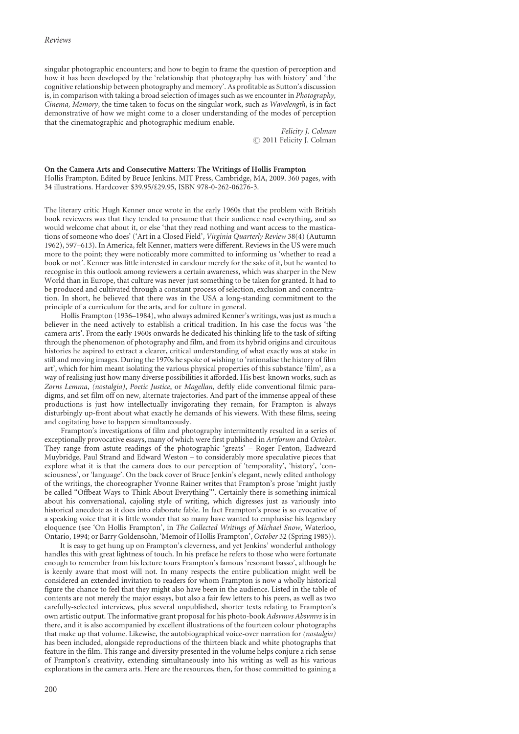singular photographic encounters; and how to begin to frame the question of perception and how it has been developed by the 'relationship that photography has with history' and 'the cognitive relationship between photography and memory'. As profitable as Sutton's discussion is, in comparison with taking a broad selection of images such as we encounter in *Photography, Cinema, Memory*, the time taken to focus on the singular work, such as *Wavelength*, is in fact demonstrative of how we might come to a closer understanding of the modes of perception that the cinematographic and photographic medium enable.

*Felicity J. Colman*
© 2011 Felicity J. Colman

**On the Camera Arts and Consecutive Matters: The Writings of Hollis Frampton**
Hollis Frampton. Edited by Bruce Jenkins. MIT Press, Cambridge, MA, 2009. 360 pages, with 34 illustrations. Hardcover $39.95/£29.95, ISBN 978-0-262-06276-3.

The literary critic Hugh Kenner once wrote in the early 1960s that the problem with British book reviewers was that they tended to presume that their audience read everything, and so would welcome chat about it, or else 'that they read nothing and want access to the mastications of someone who does' ('Art in a Closed Field', *Virginia Quarterly Review* 38(4) (Autumn 1962), 597–613). In America, felt Kenner, matters were different. Reviews in the US were much more to the point; they were noticeably more committed to informing us 'whether to read a book or not'. Kenner was little interested in candour merely for the sake of it, but he wanted to recognise in this outlook among reviewers a certain awareness, which was sharper in the New World than in Europe, that culture was never just something to be taken for granted. It had to be produced and cultivated through a constant process of selection, exclusion and concentration. In short, he believed that there was in the USA a long-standing commitment to the principle of a curriculum for the arts, and for culture in general.

Hollis Frampton (1936–1984), who always admired Kenner's writings, was just as much a believer in the need actively to establish a critical tradition. In his case the focus was 'the camera arts'. From the early 1960s onwards he dedicated his thinking life to the task of sifting through the phenomenon of photography and film, and from its hybrid origins and circuitous histories he aspired to extract a clearer, critical understanding of what exactly was at stake in still and moving images. During the 1970s he spoke of wishing to 'rationalise the history of film art', which for him meant isolating the various physical properties of this substance 'film', as a way of realising just how many diverse possibilities it afforded. His best-known works, such as *Zorns Lemma*, *(nostalgia)*, *Poetic Justice*, or *Magellan*, deftly elide conventional filmic paradigms, and set film off on new, alternate trajectories. And part of the immense appeal of these productions is just how intellectually invigorating they remain, for Frampton is always disturbingly up-front about what exactly he demands of his viewers. With these films, seeing and cogitating have to happen simultaneously.

Frampton's investigations of film and photography intermittently resulted in a series of exceptionally provocative essays, many of which were first published in *Artforum* and *October*. They range from astute readings of the photographic 'greats' – Roger Fenton, Eadweard Muybridge, Paul Strand and Edward Weston – to considerably more speculative pieces that explore what it is that the camera does to our perception of 'temporality', 'history', 'consciousness', or 'language'. On the back cover of Bruce Jenkin's elegant, newly edited anthology of the writings, the choreographer Yvonne Rainer writes that Frampton's prose 'might justly be called "Offbeat Ways to Think About Everything"'. Certainly there is something inimical about his conversational, cajoling style of writing, which digresses just as variously into historical anecdote as it does into elaborate fable. In fact Frampton's prose is so evocative of a speaking voice that it is little wonder that so many have wanted to emphasise his legendary eloquence (see 'On Hollis Frampton', in *The Collected Writings of Michael Snow*, Waterloo, Ontario, 1994; or Barry Goldensohn, 'Memoir of Hollis Frampton', *October* 32 (Spring 1985)).

It is easy to get hung up on Frampton's cleverness, and yet Jenkins' wonderful anthology handles this with great lightness of touch. In his preface he refers to those who were fortunate enough to remember from his lecture tours Frampton's famous 'resonant basso', although he is keenly aware that most will not. In many respects the entire publication might well be considered an extended invitation to readers for whom Frampton is now a wholly historical figure the chance to feel that they might also have been in the audience. Listed in the table of contents are not merely the major essays, but also a fair few letters to his peers, as well as two carefully-selected interviews, plus several unpublished, shorter texts relating to Frampton's own artistic output. The informative grant proposal for his photo-book *Adsvmvs Absvmvs* is in there, and it is also accompanied by excellent illustrations of the fourteen colour photographs that make up that volume. Likewise, the autobiographical voice-over narration for *(nostalgia)* has been included, alongside reproductions of the thirteen black and white photographs that feature in the film. This range and diversity presented in the volume helps conjure a rich sense of Frampton's creativity, extending simultaneously into his writing as well as his various explorations in the camera arts. Here are the resources, then, for those committed to gaining a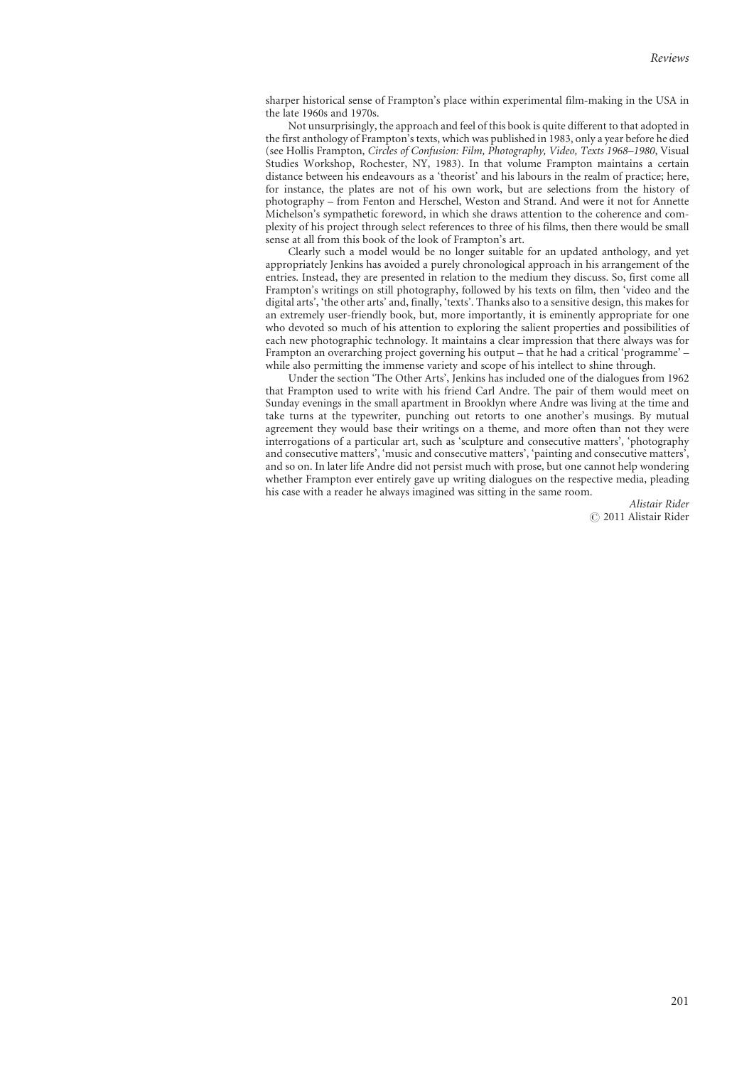sharper historical sense of Frampton's place within experimental film-making in the USA in the late 1960s and 1970s.

Not unsurprisingly, the approach and feel of this book is quite different to that adopted in the first anthology of Frampton's texts, which was published in 1983, only a year before he died (see Hollis Frampton, *Circles of Confusion: Film, Photography, Video, Texts 1968–1980*, Visual Studies Workshop, Rochester, NY, 1983). In that volume Frampton maintains a certain distance between his endeavours as a 'theorist' and his labours in the realm of practice; here, for instance, the plates are not of his own work, but are selections from the history of photography – from Fenton and Herschel, Weston and Strand. And were it not for Annette Michelson's sympathetic foreword, in which she draws attention to the coherence and complexity of his project through select references to three of his films, then there would be small sense at all from this book of the look of Frampton's art.

Clearly such a model would be no longer suitable for an updated anthology, and yet appropriately Jenkins has avoided a purely chronological approach in his arrangement of the entries. Instead, they are presented in relation to the medium they discuss. So, first come all Frampton's writings on still photography, followed by his texts on film, then 'video and the digital arts', 'the other arts' and, finally, 'texts'. Thanks also to a sensitive design, this makes for an extremely user-friendly book, but, more importantly, it is eminently appropriate for one who devoted so much of his attention to exploring the salient properties and possibilities of each new photographic technology. It maintains a clear impression that there always was for Frampton an overarching project governing his output – that he had a critical 'programme' – while also permitting the immense variety and scope of his intellect to shine through.

Under the section 'The Other Arts', Jenkins has included one of the dialogues from 1962 that Frampton used to write with his friend Carl Andre. The pair of them would meet on Sunday evenings in the small apartment in Brooklyn where Andre was living at the time and take turns at the typewriter, punching out retorts to one another's musings. By mutual agreement they would base their writings on a theme, and more often than not they were interrogations of a particular art, such as 'sculpture and consecutive matters', 'photography and consecutive matters', 'music and consecutive matters', 'painting and consecutive matters', and so on. In later life Andre did not persist much with prose, but one cannot help wondering whether Frampton ever entirely gave up writing dialogues on the respective media, pleading his case with a reader he always imagined was sitting in the same room.

*Alistair Rider*
© 2011 Alistair Rider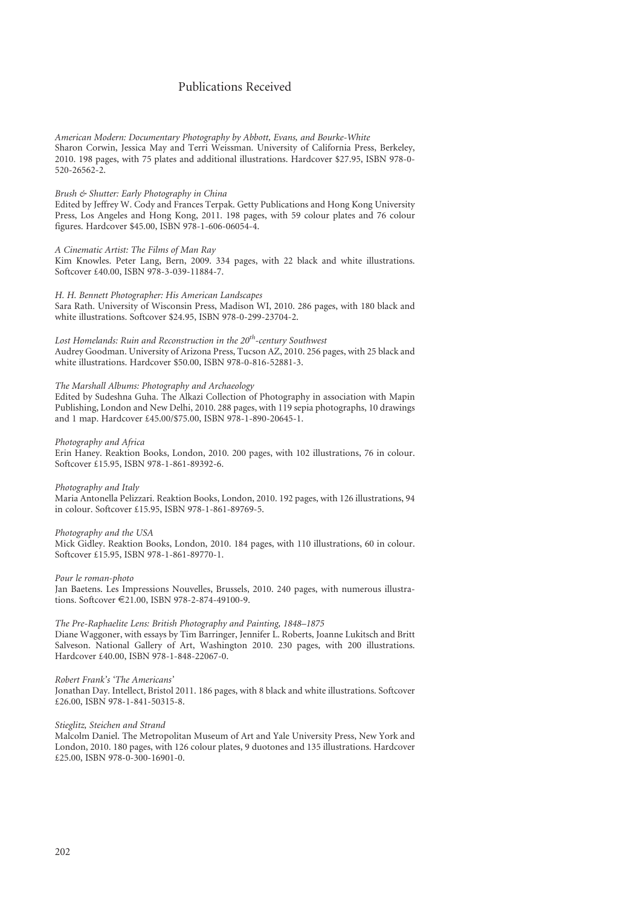# Publications Received

*American Modern: Documentary Photography by Abbott, Evans, and Bourke-White*
Sharon Corwin, Jessica May and Terri Weissman. University of California Press, Berkeley, 2010. 198 pages, with 75 plates and additional illustrations. Hardcover $27.95, ISBN 978-0-520-26562-2.

*Brush & Shutter: Early Photography in China*
Edited by Jeffrey W. Cody and Frances Terpak. Getty Publications and Hong Kong University Press, Los Angeles and Hong Kong, 2011. 198 pages, with 59 colour plates and 76 colour figures. Hardcover $45.00, ISBN 978-1-606-06054-4.

*A Cinematic Artist: The Films of Man Ray*
Kim Knowles. Peter Lang, Bern, 2009. 334 pages, with 22 black and white illustrations. Softcover £40.00, ISBN 978-3-039-11884-7.

*H. H. Bennett Photographer: His American Landscapes*
Sara Rath. University of Wisconsin Press, Madison WI, 2010. 286 pages, with 180 black and white illustrations. Softcover $24.95, ISBN 978-0-299-23704-2.

*Lost Homelands: Ruin and Reconstruction in the 20th-century Southwest*
Audrey Goodman. University of Arizona Press, Tucson AZ, 2010. 256 pages, with 25 black and white illustrations. Hardcover $50.00, ISBN 978-0-816-52881-3.

*The Marshall Albums: Photography and Archaeology*
Edited by Sudeshna Guha. The Alkazi Collection of Photography in association with Mapin Publishing, London and New Delhi, 2010. 288 pages, with 119 sepia photographs, 10 drawings and 1 map. Hardcover £45.00/$75.00, ISBN 978-1-890-20645-1.

*Photography and Africa*
Erin Haney. Reaktion Books, London, 2010. 200 pages, with 102 illustrations, 76 in colour. Softcover £15.95, ISBN 978-1-861-89392-6.

*Photography and Italy*
Maria Antonella Pelizzari. Reaktion Books, London, 2010. 192 pages, with 126 illustrations, 94 in colour. Softcover £15.95, ISBN 978-1-861-89769-5.

*Photography and the USA*
Mick Gidley. Reaktion Books, London, 2010. 184 pages, with 110 illustrations, 60 in colour. Softcover £15.95, ISBN 978-1-861-89770-1.

*Pour le roman-photo*
Jan Baetens. Les Impressions Nouvelles, Brussels, 2010. 240 pages, with numerous illustrations. Softcover €21.00, ISBN 978-2-874-49100-9.

*The Pre-Raphaelite Lens: British Photography and Painting, 1848–1875*
Diane Waggoner, with essays by Tim Barringer, Jennifer L. Roberts, Joanne Lukitsch and Britt Salveson. National Gallery of Art, Washington 2010. 230 pages, with 200 illustrations. Hardcover £40.00, ISBN 978-1-848-22067-0.

*Robert Frank's 'The Americans'*
Jonathan Day. Intellect, Bristol 2011. 186 pages, with 8 black and white illustrations. Softcover £26.00, ISBN 978-1-841-50315-8.

*Stieglitz, Steichen and Strand*
Malcolm Daniel. The Metropolitan Museum of Art and Yale University Press, New York and London, 2010. 180 pages, with 126 colour plates, 9 duotones and 135 illustrations. Hardcover £25.00, ISBN 978-0-300-16901-0.